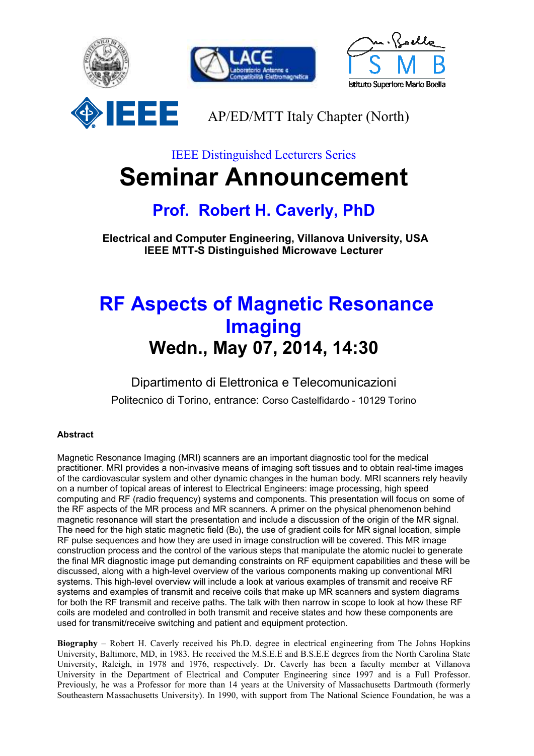AP/ED/MTT Italy Chapter (North)

IEEE Distinguished Lecturers Series

# Seminar Announcement

## Prof. Robert H. Caverly, PhD

**Electrical and Computer Engineering, Villanova University, USA**
**IEEE MTT-S Distinguished Microwave Lecturer**

# RF Aspects of Magnetic Resonance Imaging

## Wedn., May 07, 2014, 14:30

Dipartimento di Elettronica e Telecomunicazioni

Politecnico di Torino, entrance: Corso Castelfidardo - 10129 Torino

### Abstract

Magnetic Resonance Imaging (MRI) scanners are an important diagnostic tool for the medical practitioner. MRI provides a non-invasive means of imaging soft tissues and to obtain real-time images of the cardiovascular system and other dynamic changes in the human body. MRI scanners rely heavily on a number of topical areas of interest to Electrical Engineers: image processing, high speed computing and RF (radio frequency) systems and components. This presentation will focus on some of the RF aspects of the MR process and MR scanners. A primer on the physical phenomenon behind magnetic resonance will start the presentation and include a discussion of the origin of the MR signal. The need for the high static magnetic field ($B_0$), the use of gradient coils for MR signal location, simple RF pulse sequences and how they are used in image construction will be covered. This MR image construction process and the control of the various steps that manipulate the atomic nuclei to generate the final MR diagnostic image put demanding constraints on RF equipment capabilities and these will be discussed, along with a high-level overview of the various components making up conventional MRI systems. This high-level overview will include a look at various examples of transmit and receive RF systems and examples of transmit and receive coils that make up MR scanners and system diagrams for both the RF transmit and receive paths. The talk with then narrow in scope to look at how these RF coils are modeled and controlled in both transmit and receive states and how these components are used for transmit/receive switching and patient and equipment protection.

**Biography** – Robert H. Caverly received his Ph.D. degree in electrical engineering from The Johns Hopkins University, Baltimore, MD, in 1983. He received the M.S.E.E and B.S.E.E degrees from the North Carolina State University, Raleigh, in 1978 and 1976, respectively. Dr. Caverly has been a faculty member at Villanova University in the Department of Electrical and Computer Engineering since 1997 and is a Full Professor. Previously, he was a Professor for more than 14 years at the University of Massachusetts Dartmouth (formerly Southeastern Massachusetts University). In 1990, with support from The National Science Foundation, he was a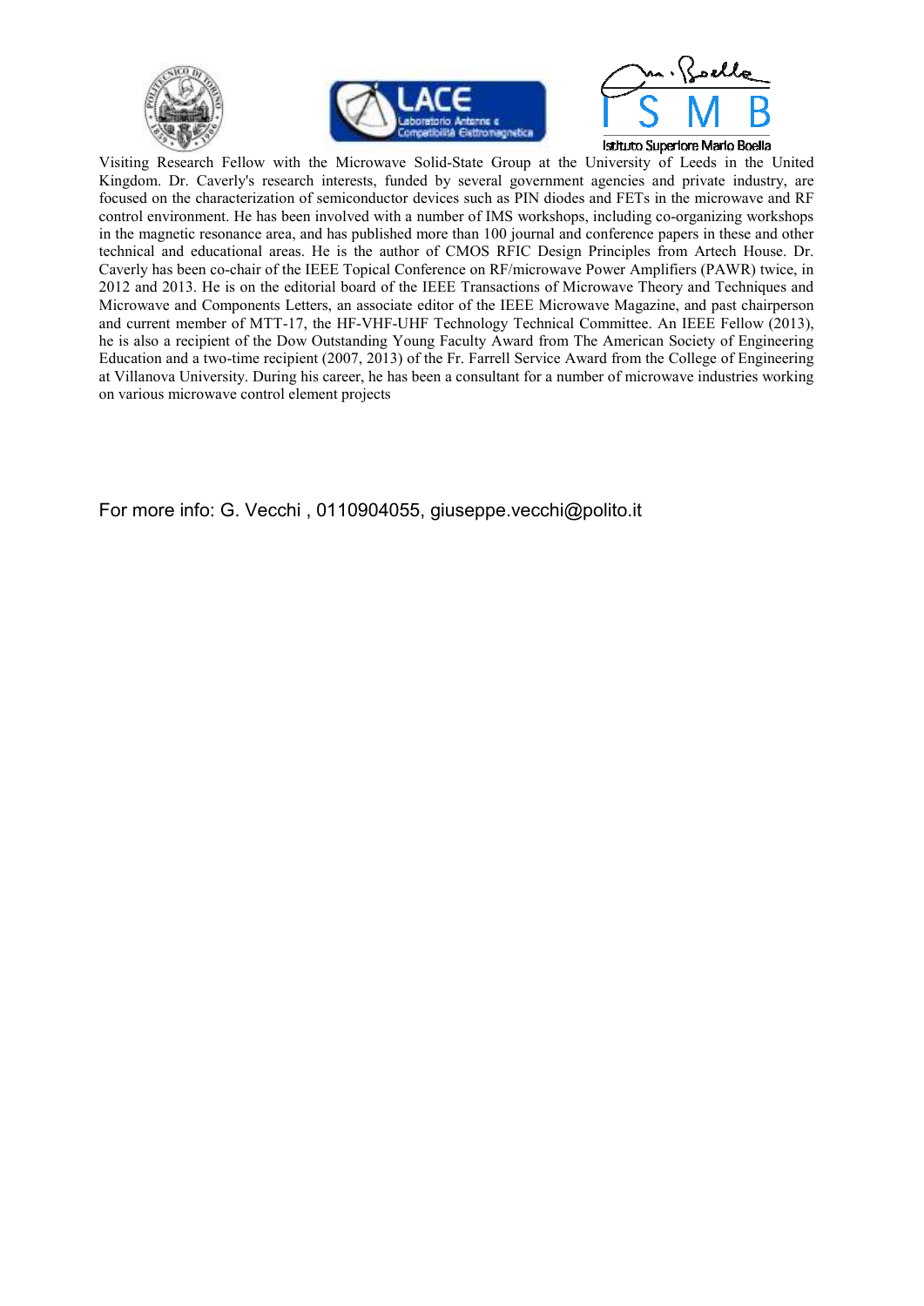Visiting Research Fellow with the Microwave Solid-State Group at the University of Leeds in the United Kingdom. Dr. Caverly's research interests, funded by several government agencies and private industry, are focused on the characterization of semiconductor devices such as PIN diodes and FETs in the microwave and RF control environment. He has been involved with a number of IMS workshops, including co-organizing workshops in the magnetic resonance area, and has published more than 100 journal and conference papers in these and other technical and educational areas. He is the author of CMOS RFIC Design Principles from Artech House. Dr. Caverly has been co-chair of the IEEE Topical Conference on RF/microwave Power Amplifiers (PAWR) twice, in 2012 and 2013. He is on the editorial board of the IEEE Transactions of Microwave Theory and Techniques and Microwave and Components Letters, an associate editor of the IEEE Microwave Magazine, and past chairperson and current member of MTT-17, the HF-VHF-UHF Technology Technical Committee. An IEEE Fellow (2013), he is also a recipient of the Dow Outstanding Young Faculty Award from The American Society of Engineering Education and a two-time recipient (2007, 2013) of the Fr. Farrell Service Award from the College of Engineering at Villanova University. During his career, he has been a consultant for a number of microwave industries working on various microwave control element projects

For more info: G. Vecchi , 0110904055, giuseppe.vecchi@polito.it